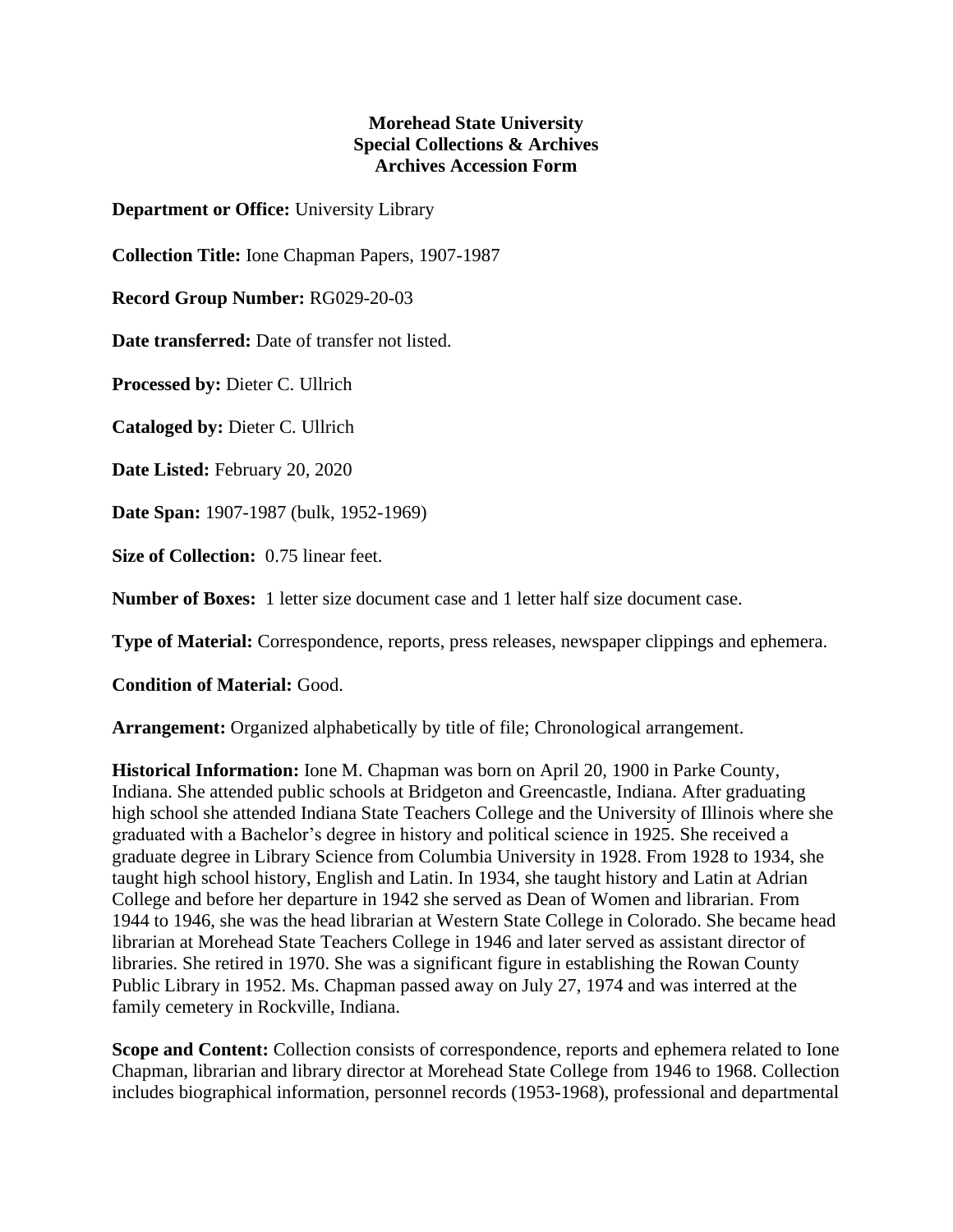**Morehead State University**
**Special Collections & Archives**
**Archives Accession Form**

**Department or Office:** University Library

**Collection Title:** Ione Chapman Papers, 1907-1987

**Record Group Number:** RG029-20-03

**Date transferred:** Date of transfer not listed.

**Processed by:** Dieter C. Ullrich

**Cataloged by:** Dieter C. Ullrich

**Date Listed:** February 20, 2020

**Date Span:** 1907-1987 (bulk, 1952-1969)

**Size of Collection:** 0.75 linear feet.

**Number of Boxes:** 1 letter size document case and 1 letter half size document case.

**Type of Material:** Correspondence, reports, press releases, newspaper clippings and ephemera.

**Condition of Material:** Good.

**Arrangement:** Organized alphabetically by title of file; Chronological arrangement.

**Historical Information:** Ione M. Chapman was born on April 20, 1900 in Parke County, Indiana. She attended public schools at Bridgeton and Greencastle, Indiana. After graduating high school she attended Indiana State Teachers College and the University of Illinois where she graduated with a Bachelor's degree in history and political science in 1925. She received a graduate degree in Library Science from Columbia University in 1928. From 1928 to 1934, she taught high school history, English and Latin. In 1934, she taught history and Latin at Adrian College and before her departure in 1942 she served as Dean of Women and librarian. From 1944 to 1946, she was the head librarian at Western State College in Colorado. She became head librarian at Morehead State Teachers College in 1946 and later served as assistant director of libraries. She retired in 1970. She was a significant figure in establishing the Rowan County Public Library in 1952. Ms. Chapman passed away on July 27, 1974 and was interred at the family cemetery in Rockville, Indiana.

**Scope and Content:** Collection consists of correspondence, reports and ephemera related to Ione Chapman, librarian and library director at Morehead State College from 1946 to 1968. Collection includes biographical information, personnel records (1953-1968), professional and departmental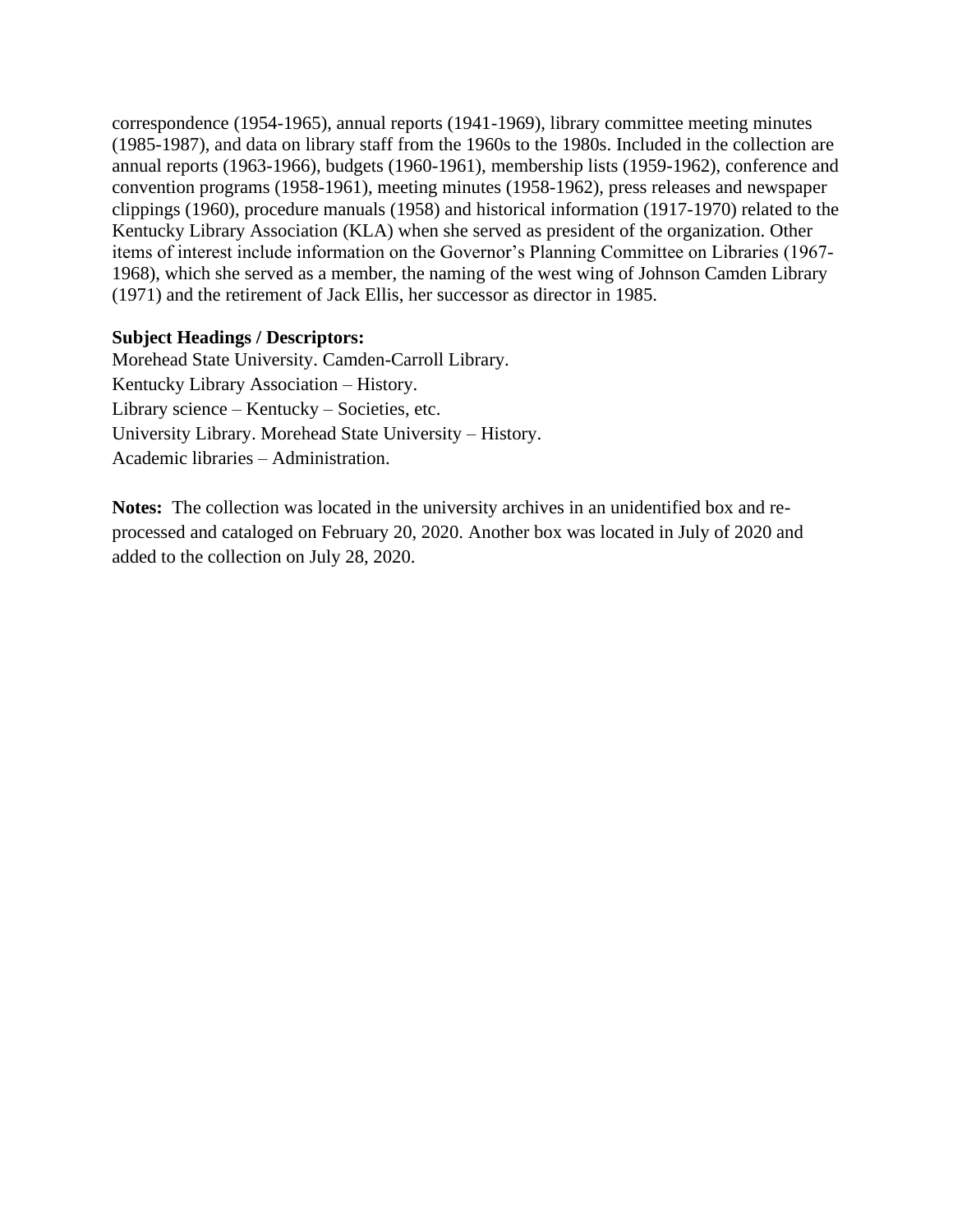correspondence (1954-1965), annual reports (1941-1969), library committee meeting minutes (1985-1987), and data on library staff from the 1960s to the 1980s. Included in the collection are annual reports (1963-1966), budgets (1960-1961), membership lists (1959-1962), conference and convention programs (1958-1961), meeting minutes (1958-1962), press releases and newspaper clippings (1960), procedure manuals (1958) and historical information (1917-1970) related to the Kentucky Library Association (KLA) when she served as president of the organization. Other items of interest include information on the Governor's Planning Committee on Libraries (1967-1968), which she served as a member, the naming of the west wing of Johnson Camden Library (1971) and the retirement of Jack Ellis, her successor as director in 1985.

**Subject Headings / Descriptors:**

Morehead State University. Camden-Carroll Library.
Kentucky Library Association – History.
Library science – Kentucky – Societies, etc.
University Library. Morehead State University – History.
Academic libraries – Administration.

**Notes:** The collection was located in the university archives in an unidentified box and re-processed and cataloged on February 20, 2020. Another box was located in July of 2020 and added to the collection on July 28, 2020.